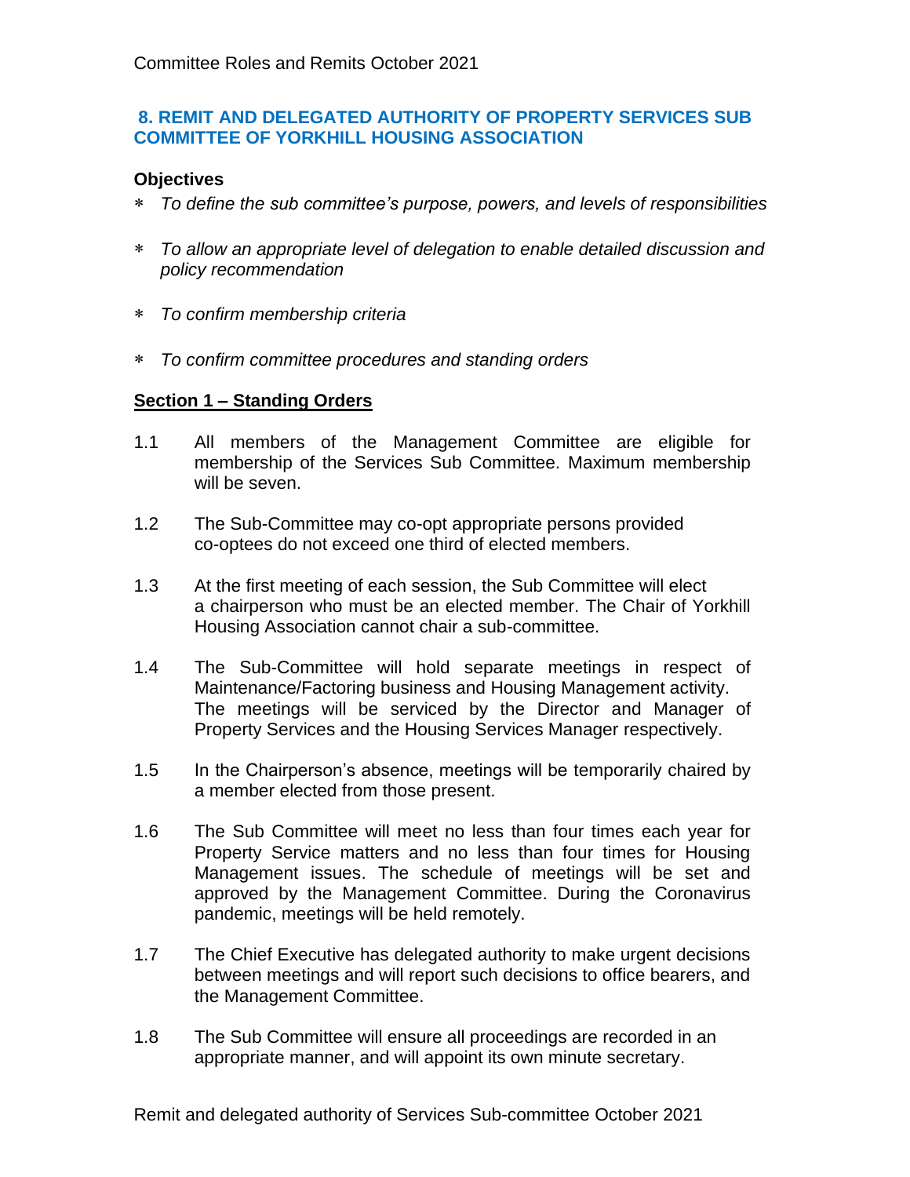## 8. REMIT AND DELEGATED AUTHORITY OF PROPERTY SERVICES SUB COMMITTEE OF YORKHILL HOUSING ASSOCIATION

### Objectives

- *To define the sub committee's purpose, powers, and levels of responsibilities*
- *To allow an appropriate level of delegation to enable detailed discussion and policy recommendation*
- *To confirm membership criteria*
- *To confirm committee procedures and standing orders*

### <u>Section 1 – Standing Orders</u>

1.1 All members of the Management Committee are eligible for membership of the Services Sub Committee. Maximum membership will be seven.

1.2 The Sub-Committee may co-opt appropriate persons provided co-optees do not exceed one third of elected members.

1.3 At the first meeting of each session, the Sub Committee will elect a chairperson who must be an elected member. The Chair of Yorkhill Housing Association cannot chair a sub-committee.

1.4 The Sub-Committee will hold separate meetings in respect of Maintenance/Factoring business and Housing Management activity. The meetings will be serviced by the Director and Manager of Property Services and the Housing Services Manager respectively.

1.5 In the Chairperson's absence, meetings will be temporarily chaired by a member elected from those present.

1.6 The Sub Committee will meet no less than four times each year for Property Service matters and no less than four times for Housing Management issues. The schedule of meetings will be set and approved by the Management Committee. During the Coronavirus pandemic, meetings will be held remotely.

1.7 The Chief Executive has delegated authority to make urgent decisions between meetings and will report such decisions to office bearers, and the Management Committee.

1.8 The Sub Committee will ensure all proceedings are recorded in an appropriate manner, and will appoint its own minute secretary.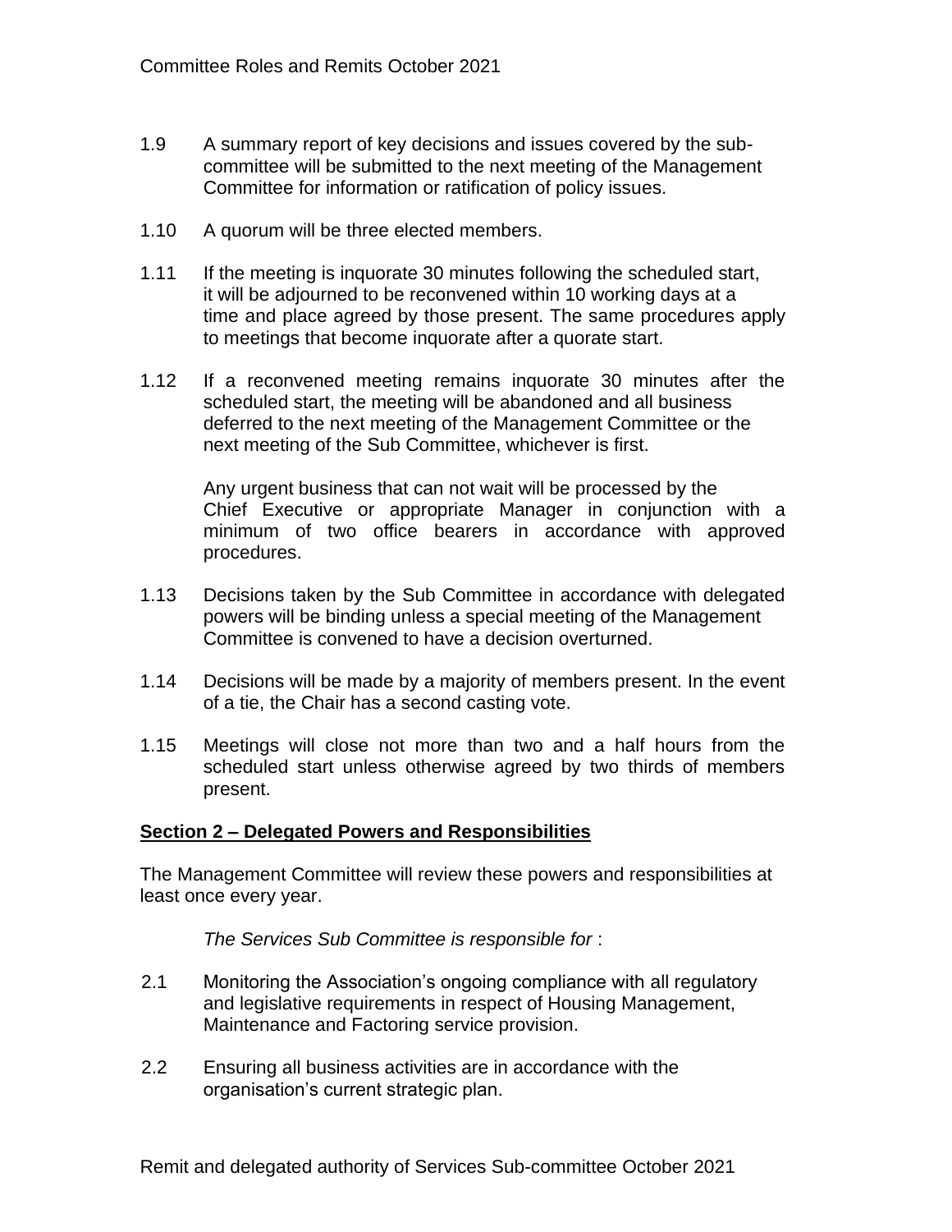1.9 A summary report of key decisions and issues covered by the sub-committee will be submitted to the next meeting of the Management Committee for information or ratification of policy issues.

1.10 A quorum will be three elected members.

1.11 If the meeting is inquorate 30 minutes following the scheduled start, it will be adjourned to be reconvened within 10 working days at a time and place agreed by those present. The same procedures apply to meetings that become inquorate after a quorate start.

1.12 If a reconvened meeting remains inquorate 30 minutes after the scheduled start, the meeting will be abandoned and all business deferred to the next meeting of the Management Committee or the next meeting of the Sub Committee, whichever is first.

Any urgent business that can not wait will be processed by the Chief Executive or appropriate Manager in conjunction with a minimum of two office bearers in accordance with approved procedures.

1.13 Decisions taken by the Sub Committee in accordance with delegated powers will be binding unless a special meeting of the Management Committee is convened to have a decision overturned.

1.14 Decisions will be made by a majority of members present. In the event of a tie, the Chair has a second casting vote.

1.15 Meetings will close not more than two and a half hours from the scheduled start unless otherwise agreed by two thirds of members present.

## Section 2 – Delegated Powers and Responsibilities

The Management Committee will review these powers and responsibilities at least once every year.

*The Services Sub Committee is responsible for* :

2.1 Monitoring the Association's ongoing compliance with all regulatory and legislative requirements in respect of Housing Management, Maintenance and Factoring service provision.

2.2 Ensuring all business activities are in accordance with the organisation's current strategic plan.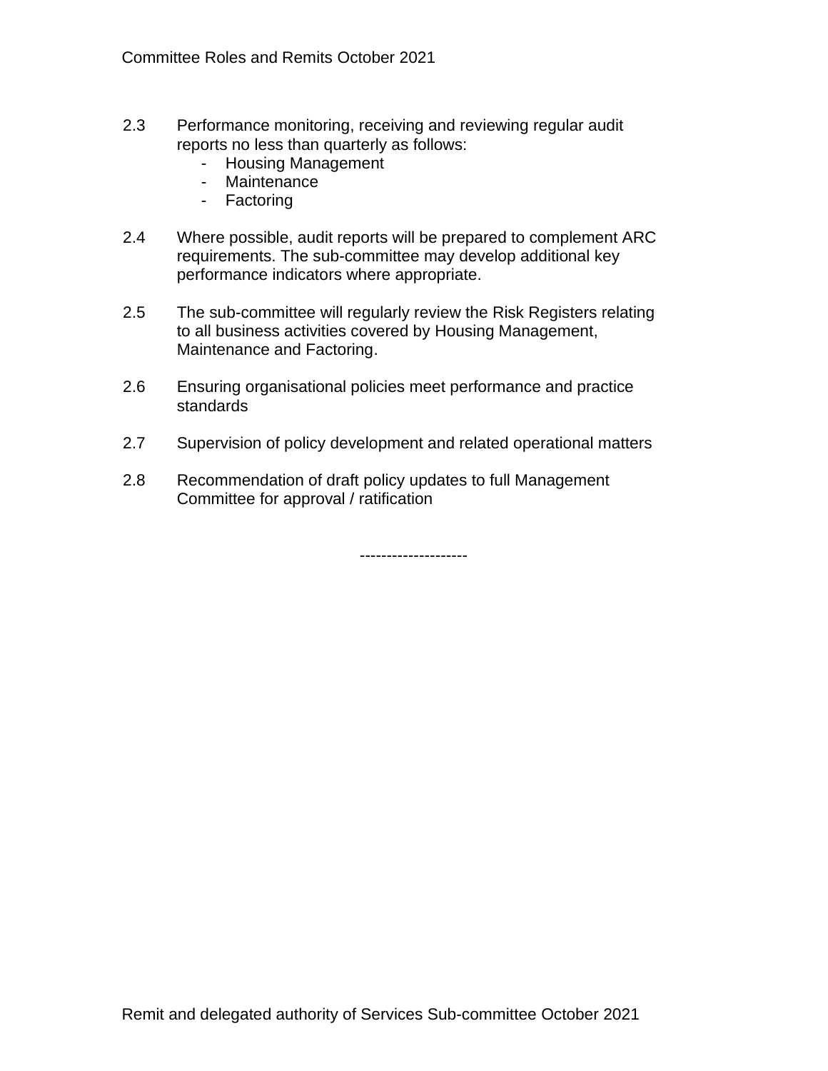2.3 Performance monitoring, receiving and reviewing regular audit reports no less than quarterly as follows:
- Housing Management
- Maintenance
- Factoring

2.4 Where possible, audit reports will be prepared to complement ARC requirements. The sub-committee may develop additional key performance indicators where appropriate.

2.5 The sub-committee will regularly review the Risk Registers relating to all business activities covered by Housing Management, Maintenance and Factoring.

2.6 Ensuring organisational policies meet performance and practice standards

2.7 Supervision of policy development and related operational matters

2.8 Recommendation of draft policy updates to full Management Committee for approval / ratification

--------------------